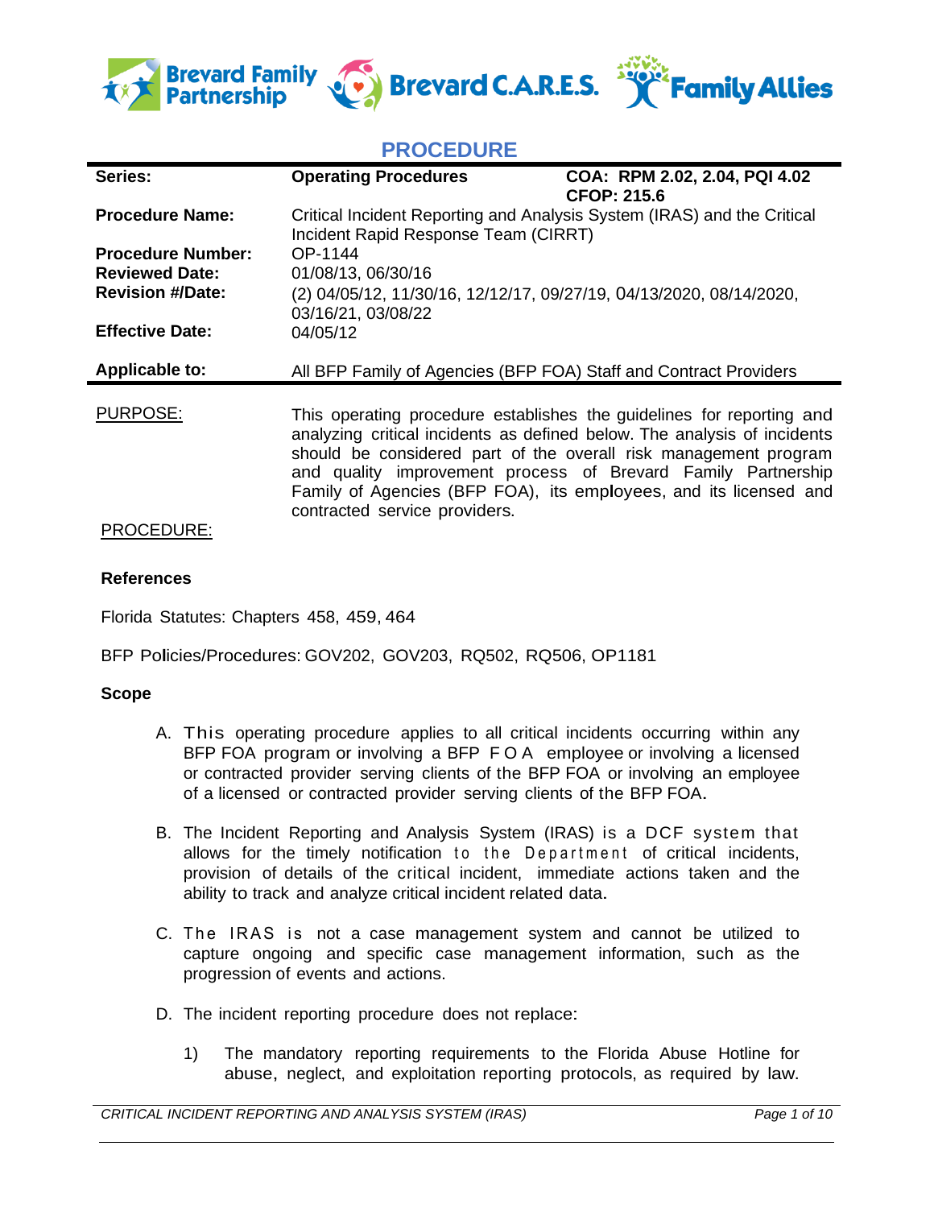# PROCEDURE

| Series: | Operating Procedures | COA: RPM 2.02, 2.04, PQI 4.02<br>CFOP: 215.6 |
|---|---|---|
| **Procedure Name:** | Critical Incident Reporting and Analysis System (IRAS) and the Critical Incident Rapid Response Team (CIRRT) | |
| **Procedure Number:** | OP-1144 | |
| **Reviewed Date:** | 01/08/13, 06/30/16 | |
| **Revision #/Date:** | (2) 04/05/12, 11/30/16, 12/12/17, 09/27/19, 04/13/2020, 08/14/2020, 03/16/21, 03/08/22 | |
| **Effective Date:** | 04/05/12 | |
| **Applicable to:** | All BFP Family of Agencies (BFP FOA) Staff and Contract Providers | |

PURPOSE: This operating procedure establishes the guidelines for reporting and analyzing critical incidents as defined below. The analysis of incidents should be considered part of the overall risk management program and quality improvement process of Brevard Family Partnership Family of Agencies (BFP FOA), its employees, and its licensed and contracted service providers.

PROCEDURE:

**References**

Florida Statutes: Chapters 458, 459, 464

BFP Policies/Procedures: GOV202, GOV203, RQ502, RQ506, OP1181

**Scope**

A. This operating procedure applies to all critical incidents occurring within any BFP FOA program or involving a BFP FOA employee or involving a licensed or contracted provider serving clients of the BFP FOA or involving an employee of a licensed or contracted provider serving clients of the BFP FOA.

B. The Incident Reporting and Analysis System (IRAS) is a DCF system that allows for the timely notification to the Department of critical incidents, provision of details of the critical incident, immediate actions taken and the ability to track and analyze critical incident related data.

C. The IRAS is not a case management system and cannot be utilized to capture ongoing and specific case management information, such as the progression of events and actions.

D. The incident reporting procedure does not replace:

1) The mandatory reporting requirements to the Florida Abuse Hotline for abuse, neglect, and exploitation reporting protocols, as required by law.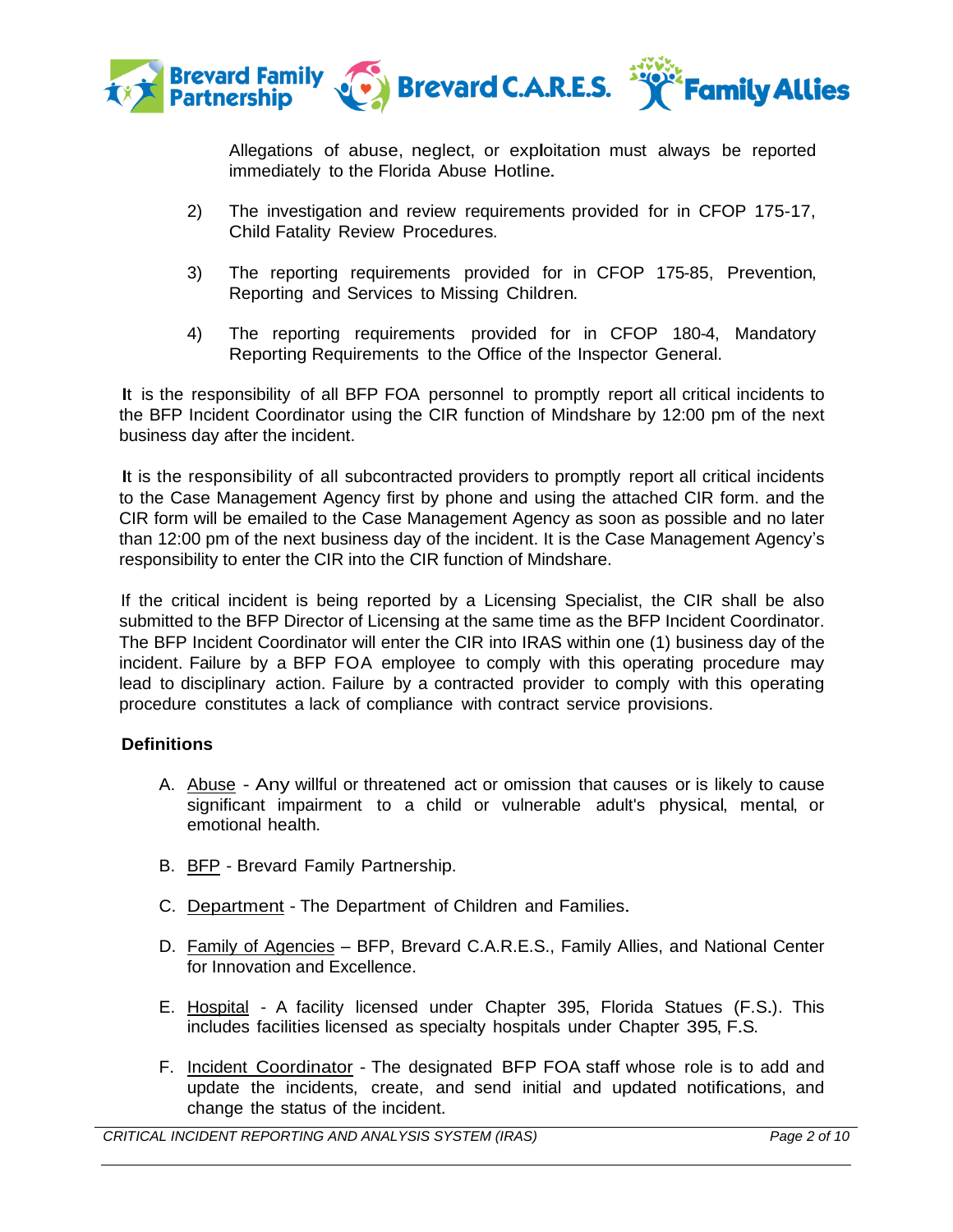Allegations of abuse, neglect, or exploitation must always be reported immediately to the Florida Abuse Hotline.

2) The investigation and review requirements provided for in CFOP 175-17, Child Fatality Review Procedures.

3) The reporting requirements provided for in CFOP 175-85, Prevention, Reporting and Services to Missing Children.

4) The reporting requirements provided for in CFOP 180-4, Mandatory Reporting Requirements to the Office of the Inspector General.

It is the responsibility of all BFP FOA personnel to promptly report all critical incidents to the BFP Incident Coordinator using the CIR function of Mindshare by 12:00 pm of the next business day after the incident.

It is the responsibility of all subcontracted providers to promptly report all critical incidents to the Case Management Agency first by phone and using the attached CIR form. and the CIR form will be emailed to the Case Management Agency as soon as possible and no later than 12:00 pm of the next business day of the incident. It is the Case Management Agency's responsibility to enter the CIR into the CIR function of Mindshare.

If the critical incident is being reported by a Licensing Specialist, the CIR shall be also submitted to the BFP Director of Licensing at the same time as the BFP Incident Coordinator. The BFP Incident Coordinator will enter the CIR into IRAS within one (1) business day of the incident. Failure by a BFP FOA employee to comply with this operating procedure may lead to disciplinary action. Failure by a contracted provider to comply with this operating procedure constitutes a lack of compliance with contract service provisions.

**Definitions**

A. Abuse - Any willful or threatened act or omission that causes or is likely to cause significant impairment to a child or vulnerable adult's physical, mental, or emotional health.

B. BFP - Brevard Family Partnership.

C. Department - The Department of Children and Families.

D. Family of Agencies – BFP, Brevard C.A.R.E.S., Family Allies, and National Center for Innovation and Excellence.

E. Hospital - A facility licensed under Chapter 395, Florida Statues (F.S.). This includes facilities licensed as specialty hospitals under Chapter 395, F.S.

F. Incident Coordinator - The designated BFP FOA staff whose role is to add and update the incidents, create, and send initial and updated notifications, and change the status of the incident.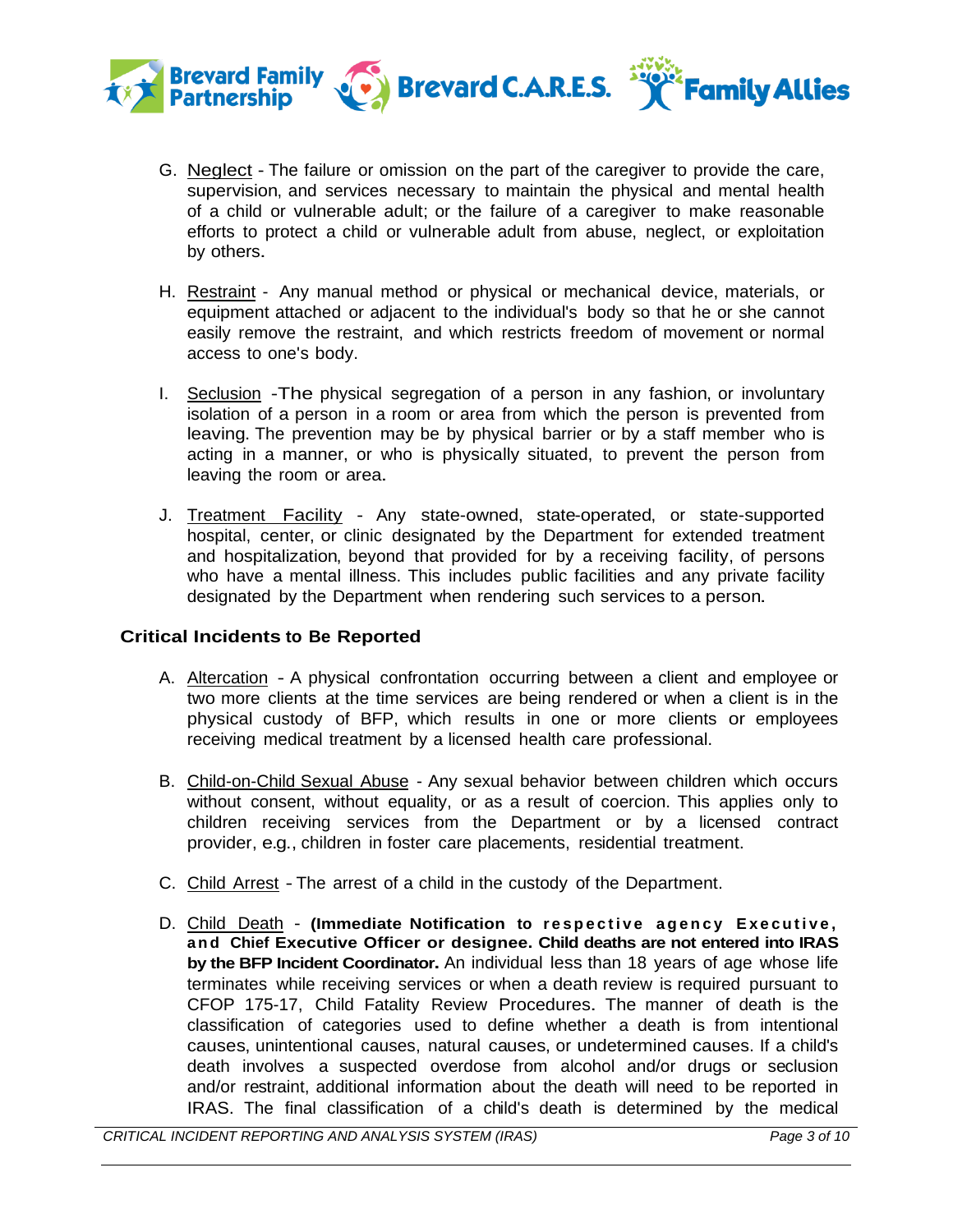G. Neglect - The failure or omission on the part of the caregiver to provide the care, supervision, and services necessary to maintain the physical and mental health of a child or vulnerable adult; or the failure of a caregiver to make reasonable efforts to protect a child or vulnerable adult from abuse, neglect, or exploitation by others.

H. Restraint - Any manual method or physical or mechanical device, materials, or equipment attached or adjacent to the individual's body so that he or she cannot easily remove the restraint, and which restricts freedom of movement or normal access to one's body.

I. Seclusion -The physical segregation of a person in any fashion, or involuntary isolation of a person in a room or area from which the person is prevented from leaving. The prevention may be by physical barrier or by a staff member who is acting in a manner, or who is physically situated, to prevent the person from leaving the room or area.

J. Treatment Facility - Any state-owned, state-operated, or state-supported hospital, center, or clinic designated by the Department for extended treatment and hospitalization, beyond that provided for by a receiving facility, of persons who have a mental illness. This includes public facilities and any private facility designated by the Department when rendering such services to a person.

## Critical Incidents to Be Reported

A. Altercation - A physical confrontation occurring between a client and employee or two more clients at the time services are being rendered or when a client is in the physical custody of BFP, which results in one or more clients or employees receiving medical treatment by a licensed health care professional.

B. Child-on-Child Sexual Abuse - Any sexual behavior between children which occurs without consent, without equality, or as a result of coercion. This applies only to children receiving services from the Department or by a licensed contract provider, e.g., children in foster care placements, residential treatment.

C. Child Arrest - The arrest of a child in the custody of the Department.

D. Child Death - **(Immediate Notification to respective agency Executive, and Chief Executive Officer or designee. Child deaths are not entered into IRAS by the BFP Incident Coordinator.** An individual less than 18 years of age whose life terminates while receiving services or when a death review is required pursuant to CFOP 175-17, Child Fatality Review Procedures. The manner of death is the classification of categories used to define whether a death is from intentional causes, unintentional causes, natural causes, or undetermined causes. If a child's death involves a suspected overdose from alcohol and/or drugs or seclusion and/or restraint, additional information about the death will need to be reported in IRAS. The final classification of a child's death is determined by the medical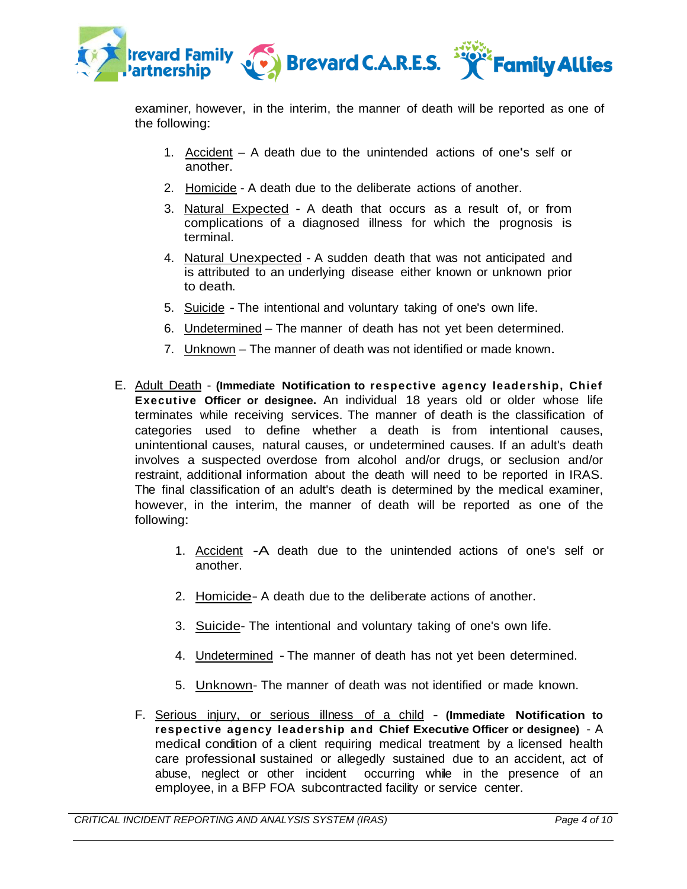examiner, however, in the interim, the manner of death will be reported as one of the following:

1. Accident – A death due to the unintended actions of one's self or another.
2. Homicide - A death due to the deliberate actions of another.
3. Natural Expected - A death that occurs as a result of, or from complications of a diagnosed illness for which the prognosis is terminal.
4. Natural Unexpected - A sudden death that was not anticipated and is attributed to an underlying disease either known or unknown prior to death.
5. Suicide - The intentional and voluntary taking of one's own life.
6. Undetermined – The manner of death has not yet been determined.
7. Unknown – The manner of death was not identified or made known.

E. Adult Death - **(Immediate Notification to respective agency leadership, Chief Executive Officer or designee.** An individual 18 years old or older whose life terminates while receiving services. The manner of death is the classification of categories used to define whether a death is from intentional causes, unintentional causes, natural causes, or undetermined causes. If an adult's death involves a suspected overdose from alcohol and/or drugs, or seclusion and/or restraint, additional information about the death will need to be reported in IRAS. The final classification of an adult's death is determined by the medical examiner, however, in the interim, the manner of death will be reported as one of the following:

   1. Accident -A death due to the unintended actions of one's self or another.
   2. Homicide- A death due to the deliberate actions of another.
   3. Suicide- The intentional and voluntary taking of one's own life.
   4. Undetermined - The manner of death has not yet been determined.
   5. Unknown- The manner of death was not identified or made known.

F. Serious injury, or serious illness of a child - **(Immediate Notification to respective agency leadership and Chief Executive Officer or designee)** - A medical condition of a client requiring medical treatment by a licensed health care professional sustained or allegedly sustained due to an accident, act of abuse, neglect or other incident occurring while in the presence of an employee, in a BFP FOA subcontracted facility or service center.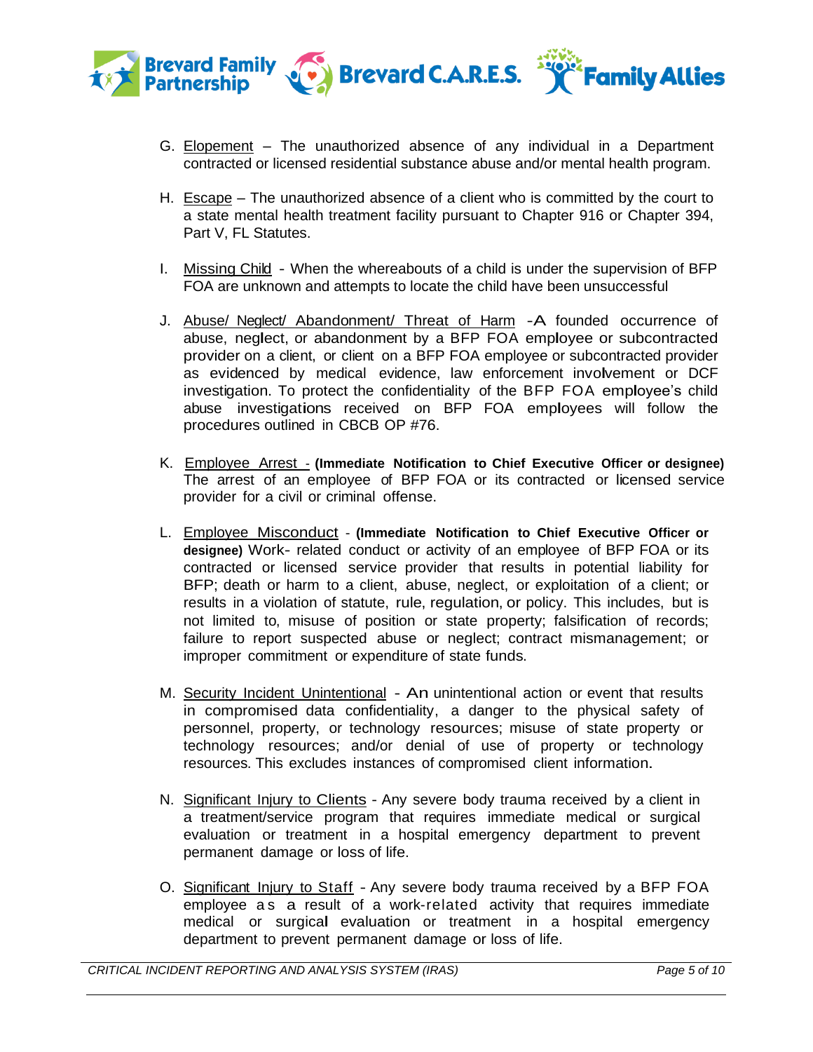G. Elopement – The unauthorized absence of any individual in a Department contracted or licensed residential substance abuse and/or mental health program.

H. Escape – The unauthorized absence of a client who is committed by the court to a state mental health treatment facility pursuant to Chapter 916 or Chapter 394, Part V, FL Statutes.

I. Missing Child - When the whereabouts of a child is under the supervision of BFP FOA are unknown and attempts to locate the child have been unsuccessful

J. Abuse/ Neglect/ Abandonment/ Threat of Harm -A founded occurrence of abuse, neglect, or abandonment by a BFP FOA employee or subcontracted provider on a client, or client on a BFP FOA employee or subcontracted provider as evidenced by medical evidence, law enforcement involvement or DCF investigation. To protect the confidentiality of the BFP FOA employee's child abuse investigations received on BFP FOA employees will follow the procedures outlined in CBCB OP #76.

K. Employee Arrest - **(Immediate Notification to Chief Executive Officer or designee)** The arrest of an employee of BFP FOA or its contracted or licensed service provider for a civil or criminal offense.

L. Employee Misconduct - **(Immediate Notification to Chief Executive Officer or designee)** Work- related conduct or activity of an employee of BFP FOA or its contracted or licensed service provider that results in potential liability for BFP; death or harm to a client, abuse, neglect, or exploitation of a client; or results in a violation of statute, rule, regulation, or policy. This includes, but is not limited to, misuse of position or state property; falsification of records; failure to report suspected abuse or neglect; contract mismanagement; or improper commitment or expenditure of state funds.

M. Security Incident Unintentional - An unintentional action or event that results in compromised data confidentiality, a danger to the physical safety of personnel, property, or technology resources; misuse of state property or technology resources; and/or denial of use of property or technology resources. This excludes instances of compromised client information.

N. Significant Injury to Clients - Any severe body trauma received by a client in a treatment/service program that requires immediate medical or surgical evaluation or treatment in a hospital emergency department to prevent permanent damage or loss of life.

O. Significant Injury to Staff - Any severe body trauma received by a BFP FOA employee as a result of a work-related activity that requires immediate medical or surgical evaluation or treatment in a hospital emergency department to prevent permanent damage or loss of life.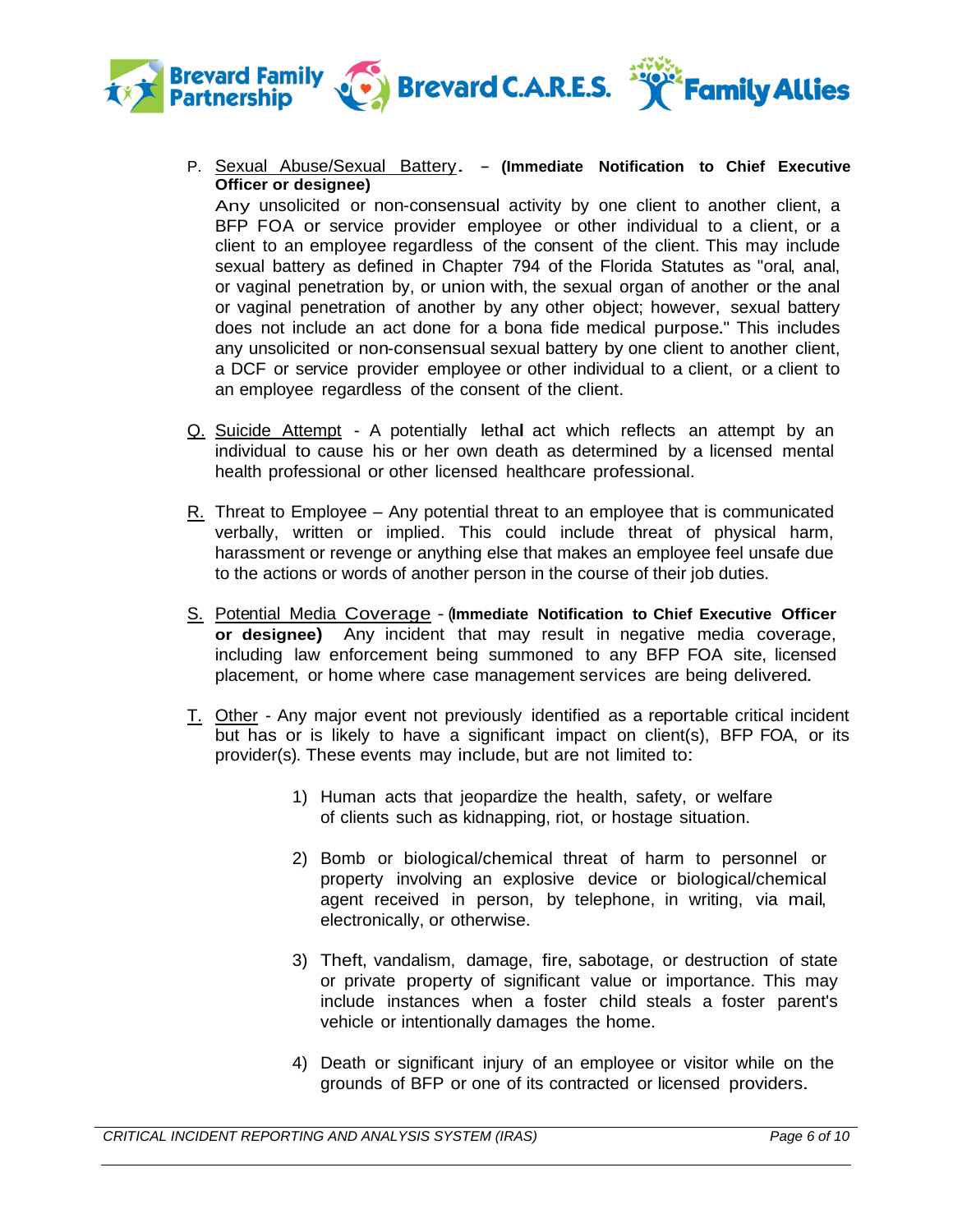P. <u>Sexual Abuse/Sexual Battery</u>. – **(Immediate Notification to Chief Executive Officer or designee)**

Any unsolicited or non-consensual activity by one client to another client, a BFP FOA or service provider employee or other individual to a client, or a client to an employee regardless of the consent of the client. This may include sexual battery as defined in Chapter 794 of the Florida Statutes as "oral, anal, or vaginal penetration by, or union with, the sexual organ of another or the anal or vaginal penetration of another by any other object; however, sexual battery does not include an act done for a bona fide medical purpose." This includes any unsolicited or non-consensual sexual battery by one client to another client, a DCF or service provider employee or other individual to a client, or a client to an employee regardless of the consent of the client.

Q. <u>Suicide Attempt</u> - A potentially lethal act which reflects an attempt by an individual to cause his or her own death as determined by a licensed mental health professional or other licensed healthcare professional.

R. Threat to Employee – Any potential threat to an employee that is communicated verbally, written or implied. This could include threat of physical harm, harassment or revenge or anything else that makes an employee feel unsafe due to the actions or words of another person in the course of their job duties.

S. <u>Potential Media Coverage</u> - **(Immediate Notification to Chief Executive Officer or designee)** Any incident that may result in negative media coverage, including law enforcement being summoned to any BFP FOA site, licensed placement, or home where case management services are being delivered.

T. <u>Other</u> - Any major event not previously identified as a reportable critical incident but has or is likely to have a significant impact on client(s), BFP FOA, or its provider(s). These events may include, but are not limited to:

1) Human acts that jeopardize the health, safety, or welfare of clients such as kidnapping, riot, or hostage situation.

2) Bomb or biological/chemical threat of harm to personnel or property involving an explosive device or biological/chemical agent received in person, by telephone, in writing, via mail, electronically, or otherwise.

3) Theft, vandalism, damage, fire, sabotage, or destruction of state or private property of significant value or importance. This may include instances when a foster child steals a foster parent's vehicle or intentionally damages the home.

4) Death or significant injury of an employee or visitor while on the grounds of BFP or one of its contracted or licensed providers.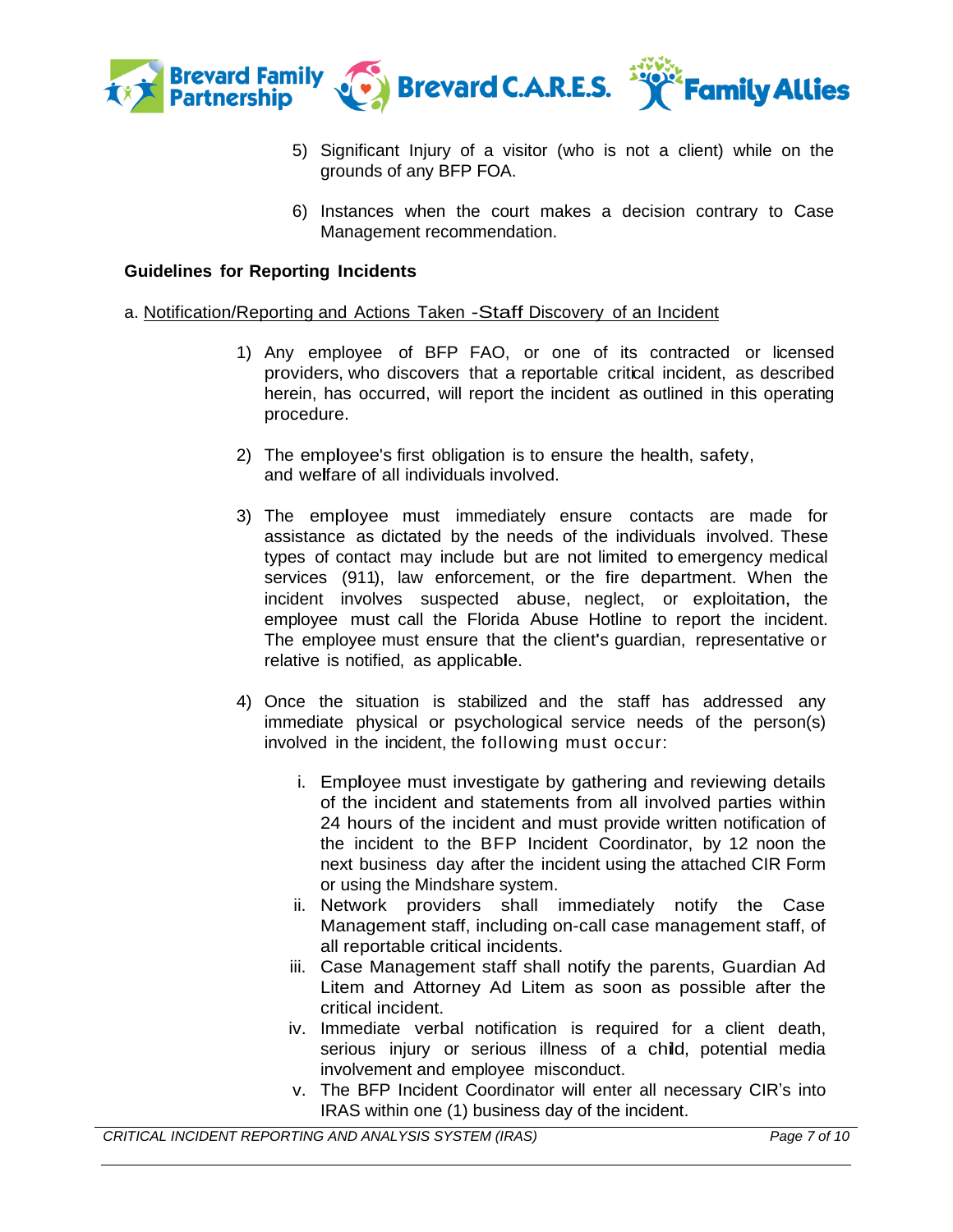5) Significant Injury of a visitor (who is not a client) while on the grounds of any BFP FOA.

6) Instances when the court makes a decision contrary to Case Management recommendation.

**Guidelines for Reporting Incidents**

a. Notification/Reporting and Actions Taken -Staff Discovery of an Incident

1) Any employee of BFP FAO, or one of its contracted or licensed providers, who discovers that a reportable critical incident, as described herein, has occurred, will report the incident as outlined in this operating procedure.

2) The employee's first obligation is to ensure the health, safety, and welfare of all individuals involved.

3) The employee must immediately ensure contacts are made for assistance as dictated by the needs of the individuals involved. These types of contact may include but are not limited to emergency medical services (911), law enforcement, or the fire department. When the incident involves suspected abuse, neglect, or exploitation, the employee must call the Florida Abuse Hotline to report the incident. The employee must ensure that the client's guardian, representative or relative is notified, as applicable.

4) Once the situation is stabilized and the staff has addressed any immediate physical or psychological service needs of the person(s) involved in the incident, the following must occur:

   i. Employee must investigate by gathering and reviewing details of the incident and statements from all involved parties within 24 hours of the incident and must provide written notification of the incident to the BFP Incident Coordinator, by 12 noon the next business day after the incident using the attached CIR Form or using the Mindshare system.
   ii. Network providers shall immediately notify the Case Management staff, including on-call case management staff, of all reportable critical incidents.
   iii. Case Management staff shall notify the parents, Guardian Ad Litem and Attorney Ad Litem as soon as possible after the critical incident.
   iv. Immediate verbal notification is required for a client death, serious injury or serious illness of a child, potential media involvement and employee misconduct.
   v. The BFP Incident Coordinator will enter all necessary CIR's into IRAS within one (1) business day of the incident.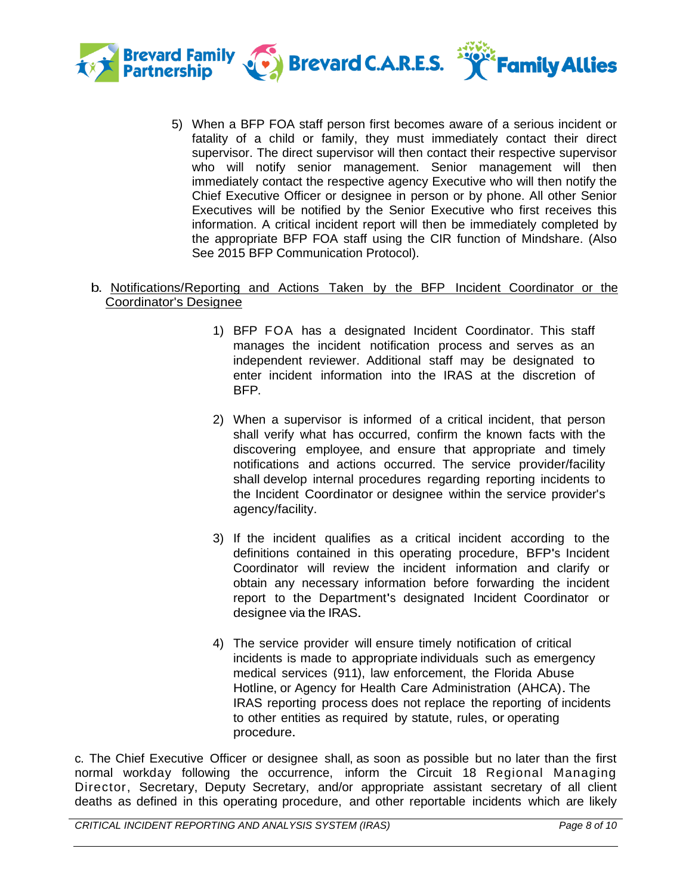5) When a BFP FOA staff person first becomes aware of a serious incident or fatality of a child or family, they must immediately contact their direct supervisor. The direct supervisor will then contact their respective supervisor who will notify senior management. Senior management will then immediately contact the respective agency Executive who will then notify the Chief Executive Officer or designee in person or by phone. All other Senior Executives will be notified by the Senior Executive who first receives this information. A critical incident report will then be immediately completed by the appropriate BFP FOA staff using the CIR function of Mindshare. (Also See 2015 BFP Communication Protocol).

b. <u>Notifications/Reporting and Actions Taken by the BFP Incident Coordinator or the Coordinator's Designee</u>

1) BFP FOA has a designated Incident Coordinator. This staff manages the incident notification process and serves as an independent reviewer. Additional staff may be designated to enter incident information into the IRAS at the discretion of BFP.

2) When a supervisor is informed of a critical incident, that person shall verify what has occurred, confirm the known facts with the discovering employee, and ensure that appropriate and timely notifications and actions occurred. The service provider/facility shall develop internal procedures regarding reporting incidents to the Incident Coordinator or designee within the service provider's agency/facility.

3) If the incident qualifies as a critical incident according to the definitions contained in this operating procedure, BFP's Incident Coordinator will review the incident information and clarify or obtain any necessary information before forwarding the incident report to the Department's designated Incident Coordinator or designee via the IRAS.

4) The service provider will ensure timely notification of critical incidents is made to appropriate individuals such as emergency medical services (911), law enforcement, the Florida Abuse Hotline, or Agency for Health Care Administration (AHCA). The IRAS reporting process does not replace the reporting of incidents to other entities as required by statute, rules, or operating procedure.

c. The Chief Executive Officer or designee shall, as soon as possible but no later than the first normal workday following the occurrence, inform the Circuit 18 Regional Managing Director, Secretary, Deputy Secretary, and/or appropriate assistant secretary of all client deaths as defined in this operating procedure, and other reportable incidents which are likely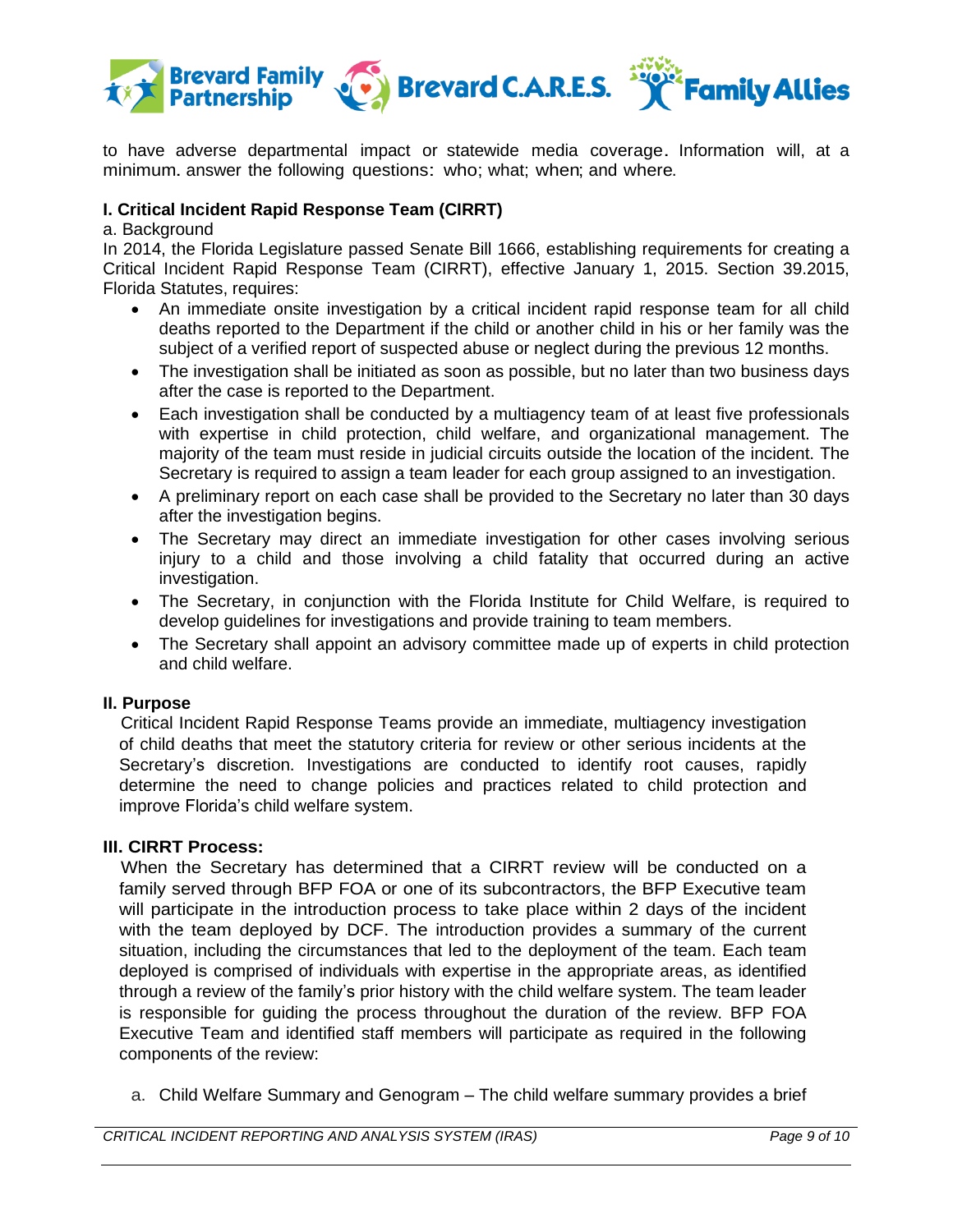to have adverse departmental impact or statewide media coverage. Information will, at a minimum. answer the following questions: who; what; when; and where.

**I. Critical Incident Rapid Response Team (CIRRT)**

a. Background

In 2014, the Florida Legislature passed Senate Bill 1666, establishing requirements for creating a Critical Incident Rapid Response Team (CIRRT), effective January 1, 2015. Section 39.2015, Florida Statutes, requires:

- An immediate onsite investigation by a critical incident rapid response team for all child deaths reported to the Department if the child or another child in his or her family was the subject of a verified report of suspected abuse or neglect during the previous 12 months.
- The investigation shall be initiated as soon as possible, but no later than two business days after the case is reported to the Department.
- Each investigation shall be conducted by a multiagency team of at least five professionals with expertise in child protection, child welfare, and organizational management. The majority of the team must reside in judicial circuits outside the location of the incident. The Secretary is required to assign a team leader for each group assigned to an investigation.
- A preliminary report on each case shall be provided to the Secretary no later than 30 days after the investigation begins.
- The Secretary may direct an immediate investigation for other cases involving serious injury to a child and those involving a child fatality that occurred during an active investigation.
- The Secretary, in conjunction with the Florida Institute for Child Welfare, is required to develop guidelines for investigations and provide training to team members.
- The Secretary shall appoint an advisory committee made up of experts in child protection and child welfare.

**II. Purpose**

Critical Incident Rapid Response Teams provide an immediate, multiagency investigation of child deaths that meet the statutory criteria for review or other serious incidents at the Secretary's discretion. Investigations are conducted to identify root causes, rapidly determine the need to change policies and practices related to child protection and improve Florida's child welfare system.

**III. CIRRT Process:**

When the Secretary has determined that a CIRRT review will be conducted on a family served through BFP FOA or one of its subcontractors, the BFP Executive team will participate in the introduction process to take place within 2 days of the incident with the team deployed by DCF. The introduction provides a summary of the current situation, including the circumstances that led to the deployment of the team. Each team deployed is comprised of individuals with expertise in the appropriate areas, as identified through a review of the family's prior history with the child welfare system. The team leader is responsible for guiding the process throughout the duration of the review. BFP FOA Executive Team and identified staff members will participate as required in the following components of the review:

a. Child Welfare Summary and Genogram – The child welfare summary provides a brief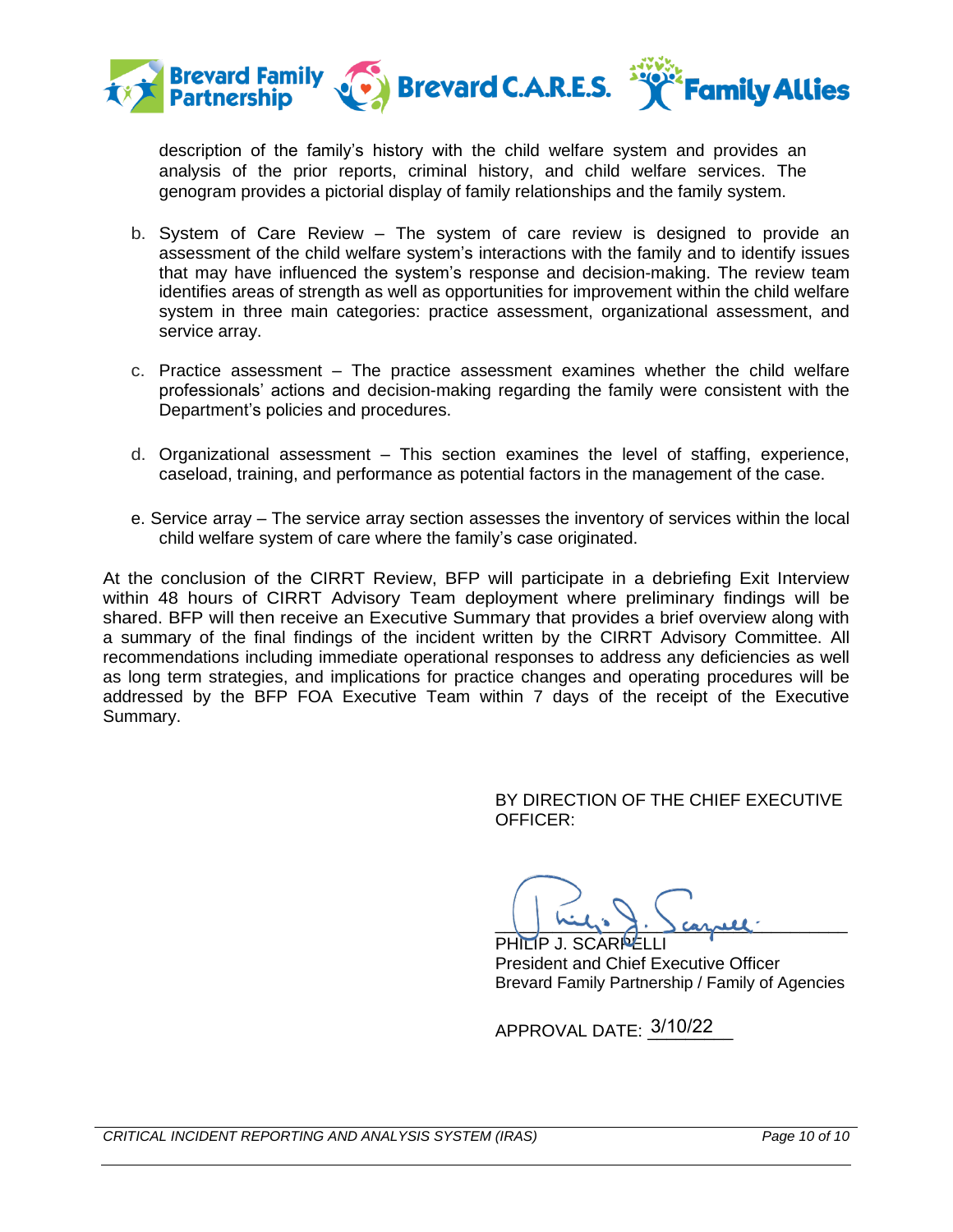description of the family's history with the child welfare system and provides an analysis of the prior reports, criminal history, and child welfare services. The genogram provides a pictorial display of family relationships and the family system.

b. System of Care Review – The system of care review is designed to provide an assessment of the child welfare system's interactions with the family and to identify issues that may have influenced the system's response and decision-making. The review team identifies areas of strength as well as opportunities for improvement within the child welfare system in three main categories: practice assessment, organizational assessment, and service array.

c. Practice assessment – The practice assessment examines whether the child welfare professionals' actions and decision-making regarding the family were consistent with the Department's policies and procedures.

d. Organizational assessment – This section examines the level of staffing, experience, caseload, training, and performance as potential factors in the management of the case.

e. Service array – The service array section assesses the inventory of services within the local child welfare system of care where the family's case originated.

At the conclusion of the CIRRT Review, BFP will participate in a debriefing Exit Interview within 48 hours of CIRRT Advisory Team deployment where preliminary findings will be shared. BFP will then receive an Executive Summary that provides a brief overview along with a summary of the final findings of the incident written by the CIRRT Advisory Committee. All recommendations including immediate operational responses to address any deficiencies as well as long term strategies, and implications for practice changes and operating procedures will be addressed by the BFP FOA Executive Team within 7 days of the receipt of the Executive Summary.

BY DIRECTION OF THE CHIEF EXECUTIVE OFFICER:

PHILIP J. SCARPELLI
President and Chief Executive Officer
Brevard Family Partnership / Family of Agencies

APPROVAL DATE: 3/10/22